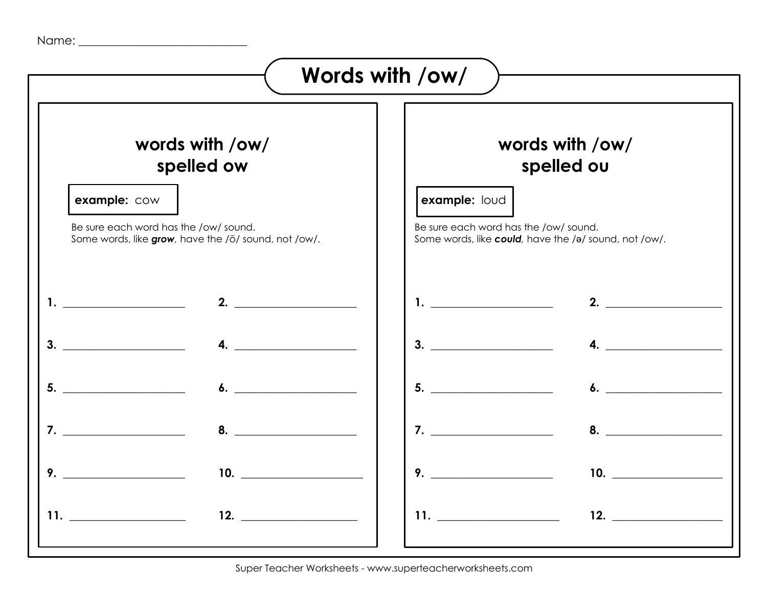Name: ____________________________

# Words with /ow/

## words with /ow/ spelled ow

**example:** cow

Be sure each word has the /ow/ sound.
Some words, like ***grow***, have the /ō/ sound, not /ow/.

**1.** ____________________ **2.** ____________________

**3.** ____________________ **4.** ____________________

**5.** ____________________ **6.** ____________________

**7.** ____________________ **8.** ____________________

**9.** ____________________ **10.** ____________________

**11.** ____________________ **12.** ____________________

## words with /ow/ spelled ou

**example:** loud

Be sure each word has the /ow/ sound.
Some words, like ***could***, have the /ə/ sound, not /ow/.

**1.** ____________________ **2.** ____________________

**3.** ____________________ **4.** ____________________

**5.** ____________________ **6.** ____________________

**7.** ____________________ **8.** ____________________

**9.** ____________________ **10.** ____________________

**11.** ____________________ **12.** ____________________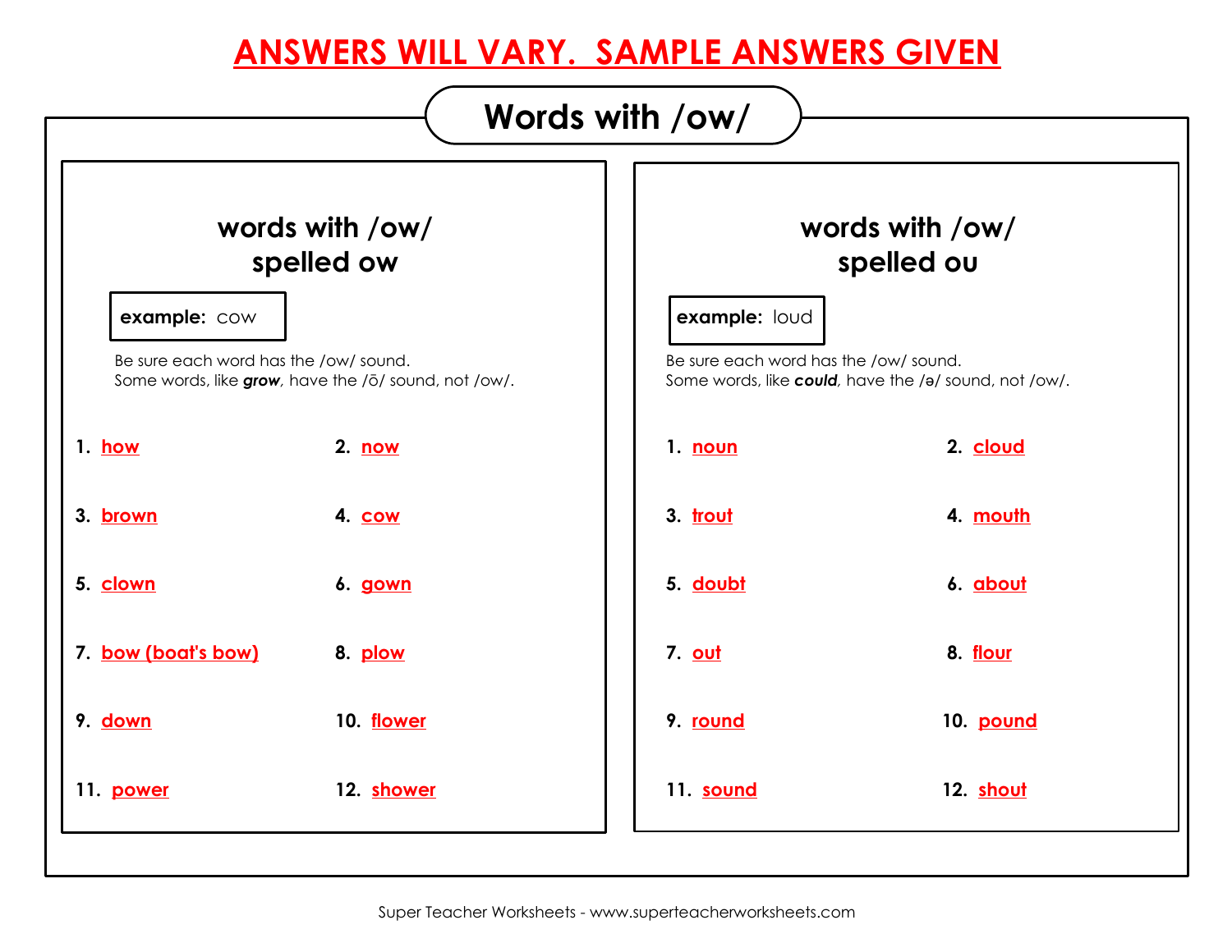**ANSWERS WILL VARY. SAMPLE ANSWERS GIVEN**

# Words with /ow/

## words with /ow/ spelled ow

**example:** cow

Be sure each word has the /ow/ sound.
Some words, like ***grow***, have the /ō/ sound, not /ow/.

1. how
2. now
3. brown
4. cow
5. clown
6. gown
7. bow (boat's bow)
8. plow
9. down
10. flower
11. power
12. shower

## words with /ow/ spelled ou

**example:** loud

Be sure each word has the /ow/ sound.
Some words, like ***could***, have the /ə/ sound, not /ow/.

1. noun
2. cloud
3. trout
4. mouth
5. doubt
6. about
7. out
8. flour
9. round
10. pound
11. sound
12. shout

Super Teacher Worksheets - www.superteacherworksheets.com